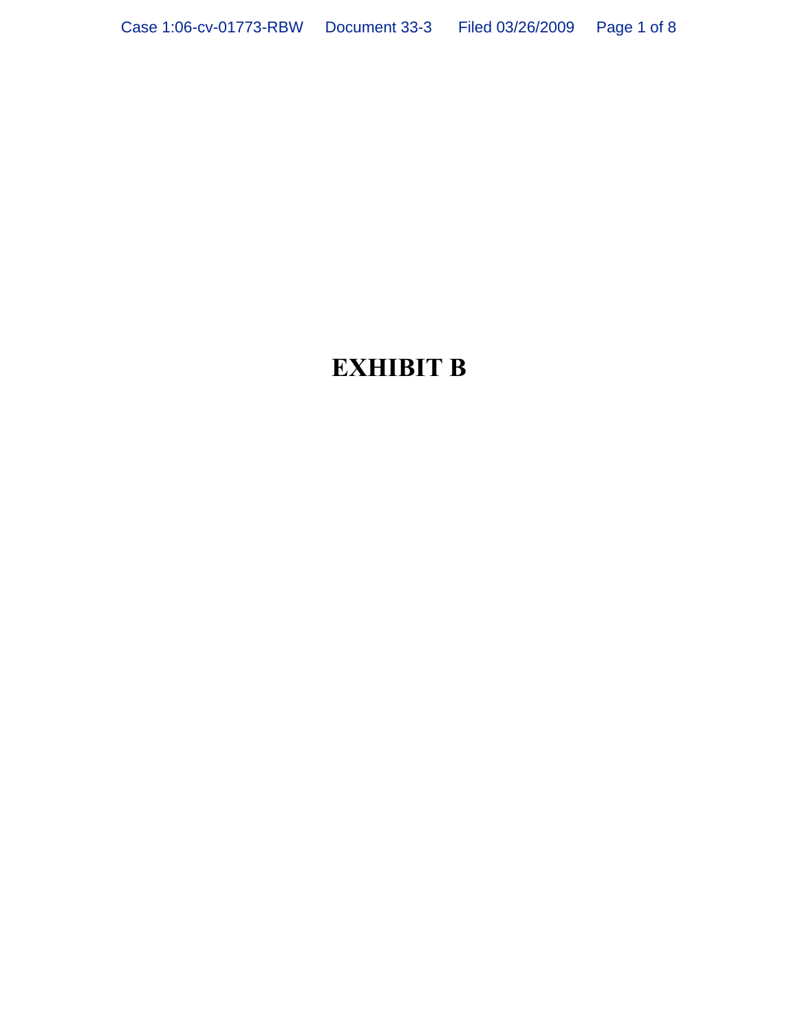# EXHIBIT B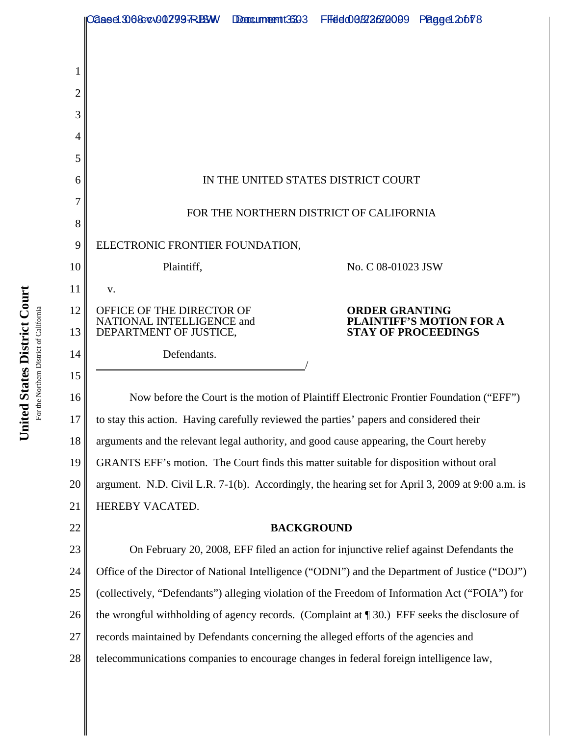IN THE UNITED STATES DISTRICT COURT

FOR THE NORTHERN DISTRICT OF CALIFORNIA

ELECTRONIC FRONTIER FOUNDATION,

Plaintiff,

v.

OFFICE OF THE DIRECTOR OF NATIONAL INTELLIGENCE and DEPARTMENT OF JUSTICE,

Defendants.

No. C 08-01023 JSW

**ORDER GRANTING PLAINTIFF'S MOTION FOR A STAY OF PROCEEDINGS**

Now before the Court is the motion of Plaintiff Electronic Frontier Foundation ("EFF") to stay this action. Having carefully reviewed the parties' papers and considered their arguments and the relevant legal authority, and good cause appearing, the Court hereby GRANTS EFF's motion. The Court finds this matter suitable for disposition without oral argument. N.D. Civil L.R. 7-1(b). Accordingly, the hearing set for April 3, 2009 at 9:00 a.m. is HEREBY VACATED.

**BACKGROUND**

On February 20, 2008, EFF filed an action for injunctive relief against Defendants the Office of the Director of National Intelligence ("ODNI") and the Department of Justice ("DOJ") (collectively, "Defendants") alleging violation of the Freedom of Information Act ("FOIA") for the wrongful withholding of agency records. (Complaint at ¶ 30.) EFF seeks the disclosure of records maintained by Defendants concerning the alleged efforts of the agencies and telecommunications companies to encourage changes in federal foreign intelligence law,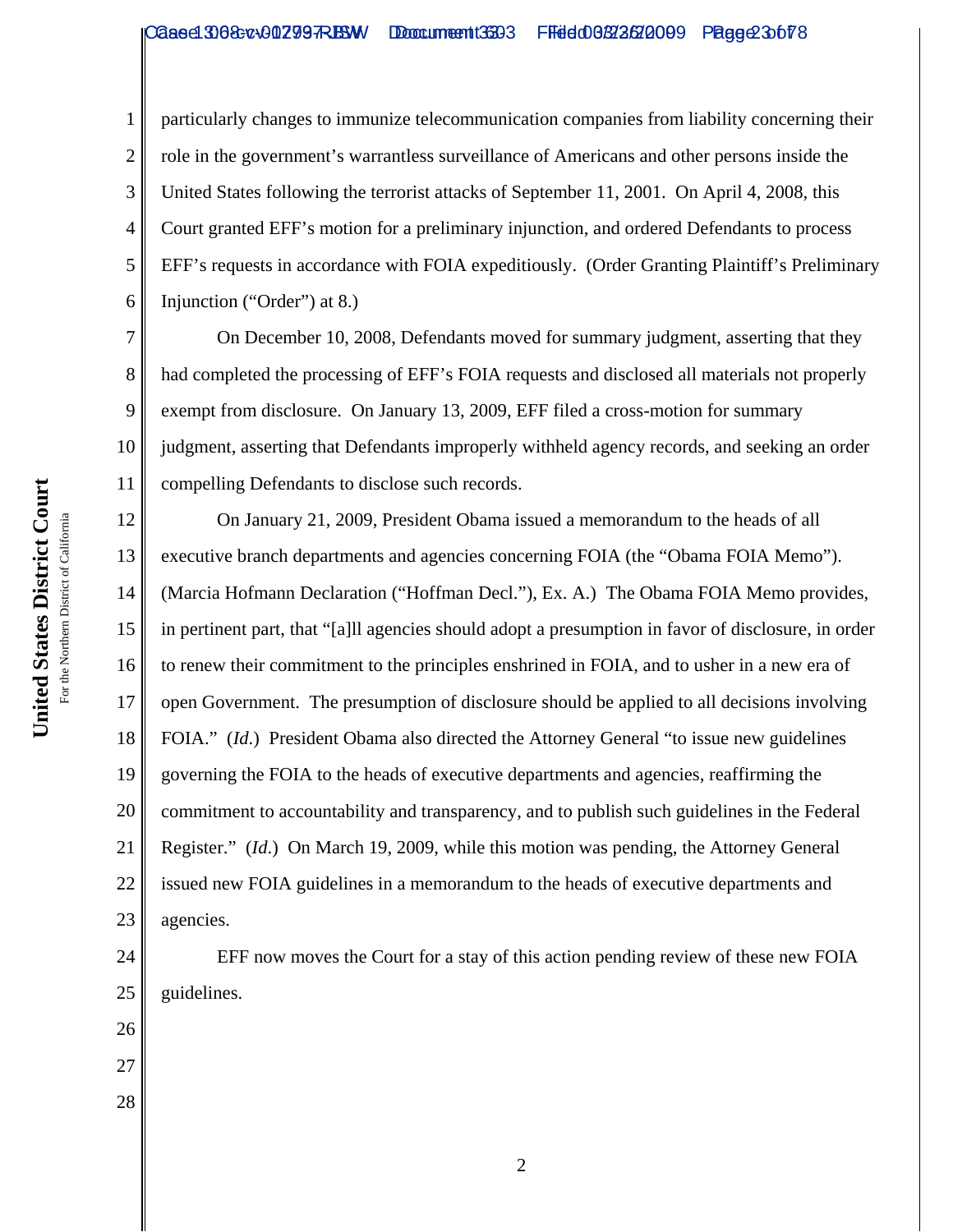particularly changes to immunize telecommunication companies from liability concerning their role in the government's warrantless surveillance of Americans and other persons inside the United States following the terrorist attacks of September 11, 2001. On April 4, 2008, this Court granted EFF's motion for a preliminary injunction, and ordered Defendants to process EFF's requests in accordance with FOIA expeditiously. (Order Granting Plaintiff's Preliminary Injunction ("Order") at 8.)

On December 10, 2008, Defendants moved for summary judgment, asserting that they had completed the processing of EFF's FOIA requests and disclosed all materials not properly exempt from disclosure. On January 13, 2009, EFF filed a cross-motion for summary judgment, asserting that Defendants improperly withheld agency records, and seeking an order compelling Defendants to disclose such records.

On January 21, 2009, President Obama issued a memorandum to the heads of all executive branch departments and agencies concerning FOIA (the "Obama FOIA Memo"). (Marcia Hofmann Declaration ("Hoffman Decl."), Ex. A.) The Obama FOIA Memo provides, in pertinent part, that "[a]ll agencies should adopt a presumption in favor of disclosure, in order to renew their commitment to the principles enshrined in FOIA, and to usher in a new era of open Government. The presumption of disclosure should be applied to all decisions involving FOIA." (*Id.*) President Obama also directed the Attorney General "to issue new guidelines governing the FOIA to the heads of executive departments and agencies, reaffirming the commitment to accountability and transparency, and to publish such guidelines in the Federal Register." (*Id.*) On March 19, 2009, while this motion was pending, the Attorney General issued new FOIA guidelines in a memorandum to the heads of executive departments and agencies.

EFF now moves the Court for a stay of this action pending review of these new FOIA guidelines.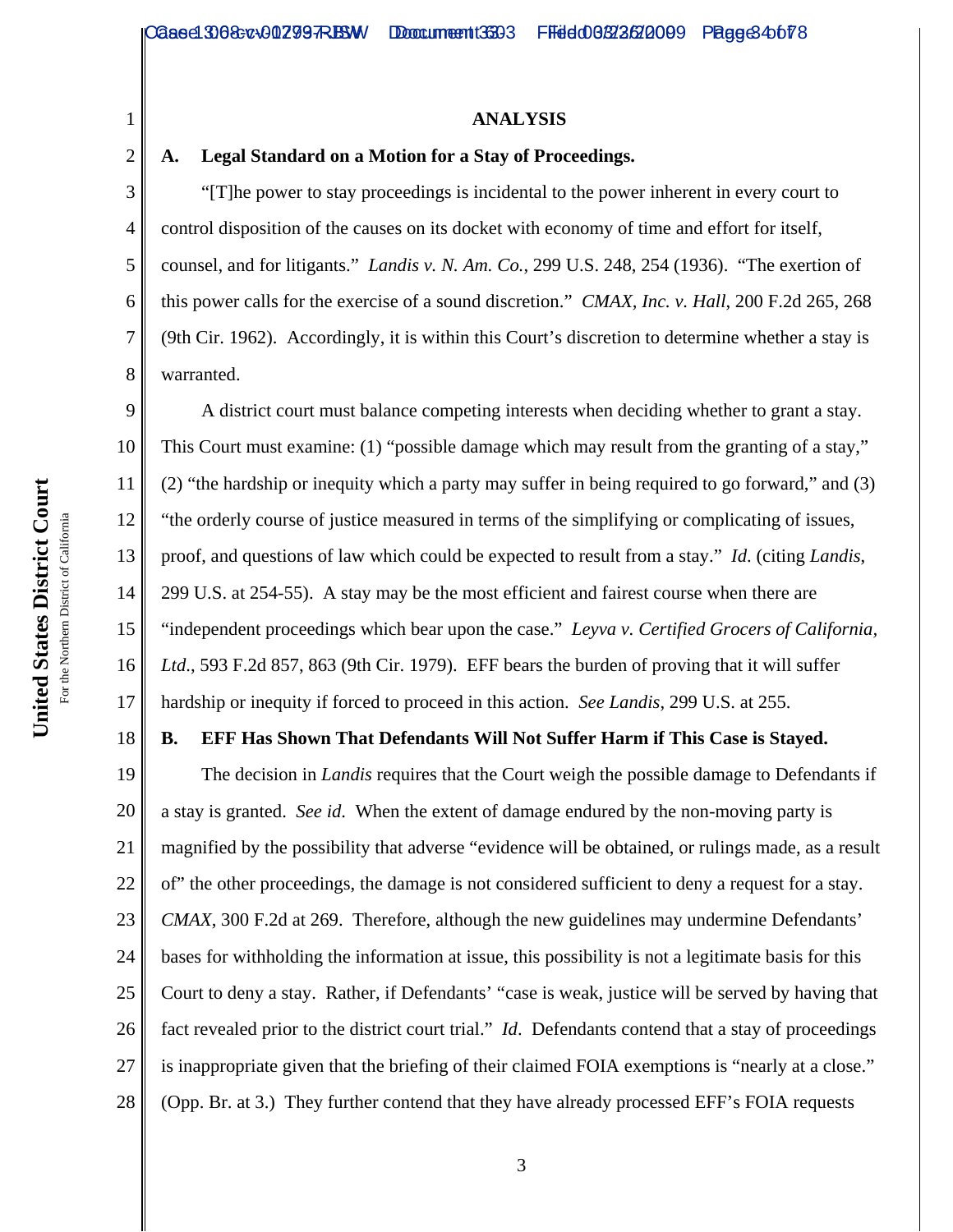## ANALYSIS

### A. Legal Standard on a Motion for a Stay of Proceedings.

"[T]he power to stay proceedings is incidental to the power inherent in every court to control disposition of the causes on its docket with economy of time and effort for itself, counsel, and for litigants." *Landis v. N. Am. Co.*, 299 U.S. 248, 254 (1936). "The exertion of this power calls for the exercise of a sound discretion." *CMAX, Inc. v. Hall*, 200 F.2d 265, 268 (9th Cir. 1962). Accordingly, it is within this Court's discretion to determine whether a stay is warranted.

A district court must balance competing interests when deciding whether to grant a stay. This Court must examine: (1) "possible damage which may result from the granting of a stay," (2) "the hardship or inequity which a party may suffer in being required to go forward," and (3) "the orderly course of justice measured in terms of the simplifying or complicating of issues, proof, and questions of law which could be expected to result from a stay." *Id.* (citing *Landis*, 299 U.S. at 254-55). A stay may be the most efficient and fairest course when there are "independent proceedings which bear upon the case." *Leyva v. Certified Grocers of California, Ltd.*, 593 F.2d 857, 863 (9th Cir. 1979). EFF bears the burden of proving that it will suffer hardship or inequity if forced to proceed in this action. *See Landis*, 299 U.S. at 255.

### B. EFF Has Shown That Defendants Will Not Suffer Harm if This Case is Stayed.

The decision in *Landis* requires that the Court weigh the possible damage to Defendants if a stay is granted. *See id*. When the extent of damage endured by the non-moving party is magnified by the possibility that adverse "evidence will be obtained, or rulings made, as a result of" the other proceedings, the damage is not considered sufficient to deny a request for a stay. *CMAX*, 300 F.2d at 269. Therefore, although the new guidelines may undermine Defendants' bases for withholding the information at issue, this possibility is not a legitimate basis for this Court to deny a stay. Rather, if Defendants' "case is weak, justice will be served by having that fact revealed prior to the district court trial." *Id*. Defendants contend that a stay of proceedings is inappropriate given that the briefing of their claimed FOIA exemptions is "nearly at a close." (Opp. Br. at 3.) They further contend that they have already processed EFF's FOIA requests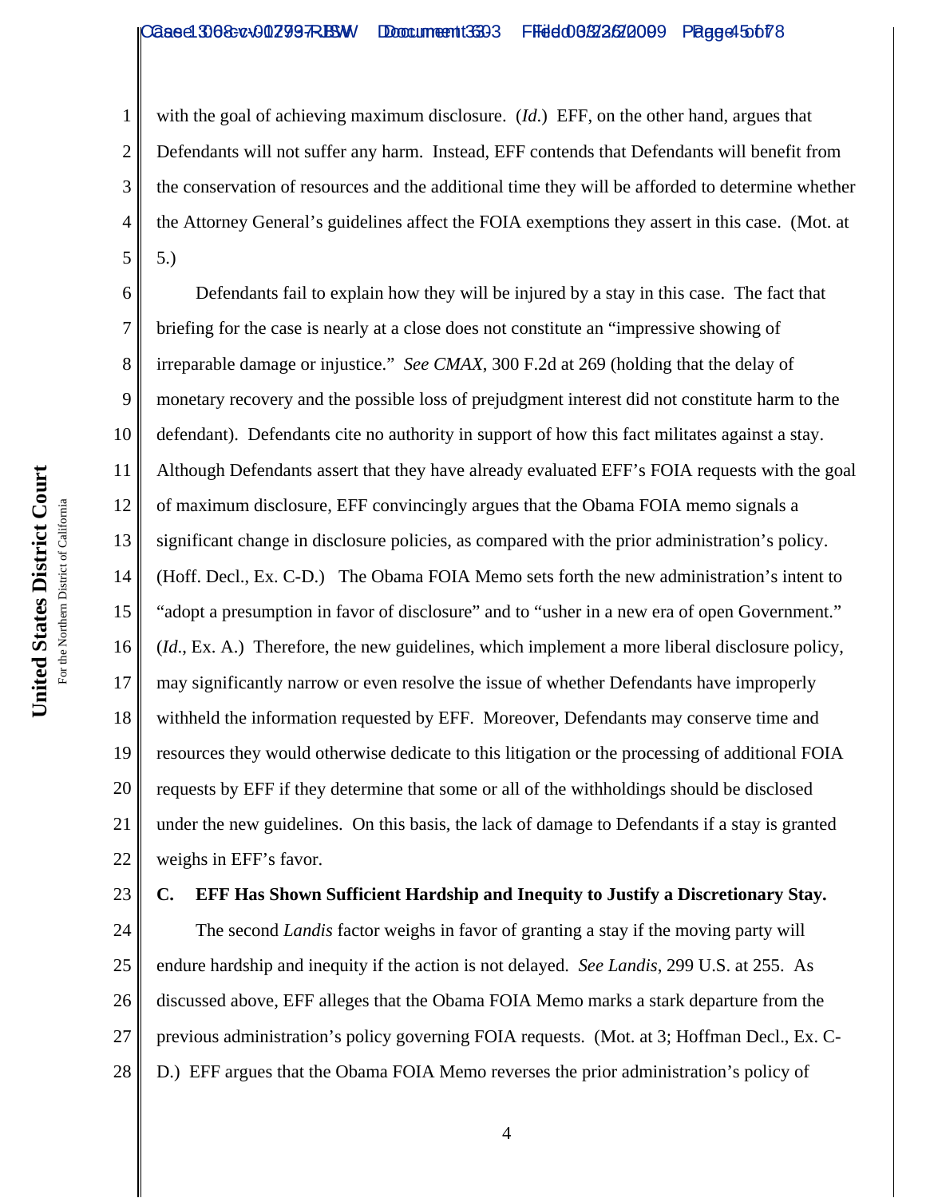with the goal of achieving maximum disclosure. (*Id.*) EFF, on the other hand, argues that Defendants will not suffer any harm. Instead, EFF contends that Defendants will benefit from the conservation of resources and the additional time they will be afforded to determine whether the Attorney General's guidelines affect the FOIA exemptions they assert in this case. (Mot. at 5.)

Defendants fail to explain how they will be injured by a stay in this case. The fact that briefing for the case is nearly at a close does not constitute an "impressive showing of irreparable damage or injustice." *See CMAX*, 300 F.2d at 269 (holding that the delay of monetary recovery and the possible loss of prejudgment interest did not constitute harm to the defendant). Defendants cite no authority in support of how this fact militates against a stay. Although Defendants assert that they have already evaluated EFF's FOIA requests with the goal of maximum disclosure, EFF convincingly argues that the Obama FOIA memo signals a significant change in disclosure policies, as compared with the prior administration's policy. (Hoff. Decl., Ex. C-D.) The Obama FOIA Memo sets forth the new administration's intent to "adopt a presumption in favor of disclosure" and to "usher in a new era of open Government." (*Id.*, Ex. A.) Therefore, the new guidelines, which implement a more liberal disclosure policy, may significantly narrow or even resolve the issue of whether Defendants have improperly withheld the information requested by EFF. Moreover, Defendants may conserve time and resources they would otherwise dedicate to this litigation or the processing of additional FOIA requests by EFF if they determine that some or all of the withholdings should be disclosed under the new guidelines. On this basis, the lack of damage to Defendants if a stay is granted weighs in EFF's favor.

### C. EFF Has Shown Sufficient Hardship and Inequity to Justify a Discretionary Stay.

The second *Landis* factor weighs in favor of granting a stay if the moving party will endure hardship and inequity if the action is not delayed. *See Landis*, 299 U.S. at 255. As discussed above, EFF alleges that the Obama FOIA Memo marks a stark departure from the previous administration's policy governing FOIA requests. (Mot. at 3; Hoffman Decl., Ex. C-D.) EFF argues that the Obama FOIA Memo reverses the prior administration's policy of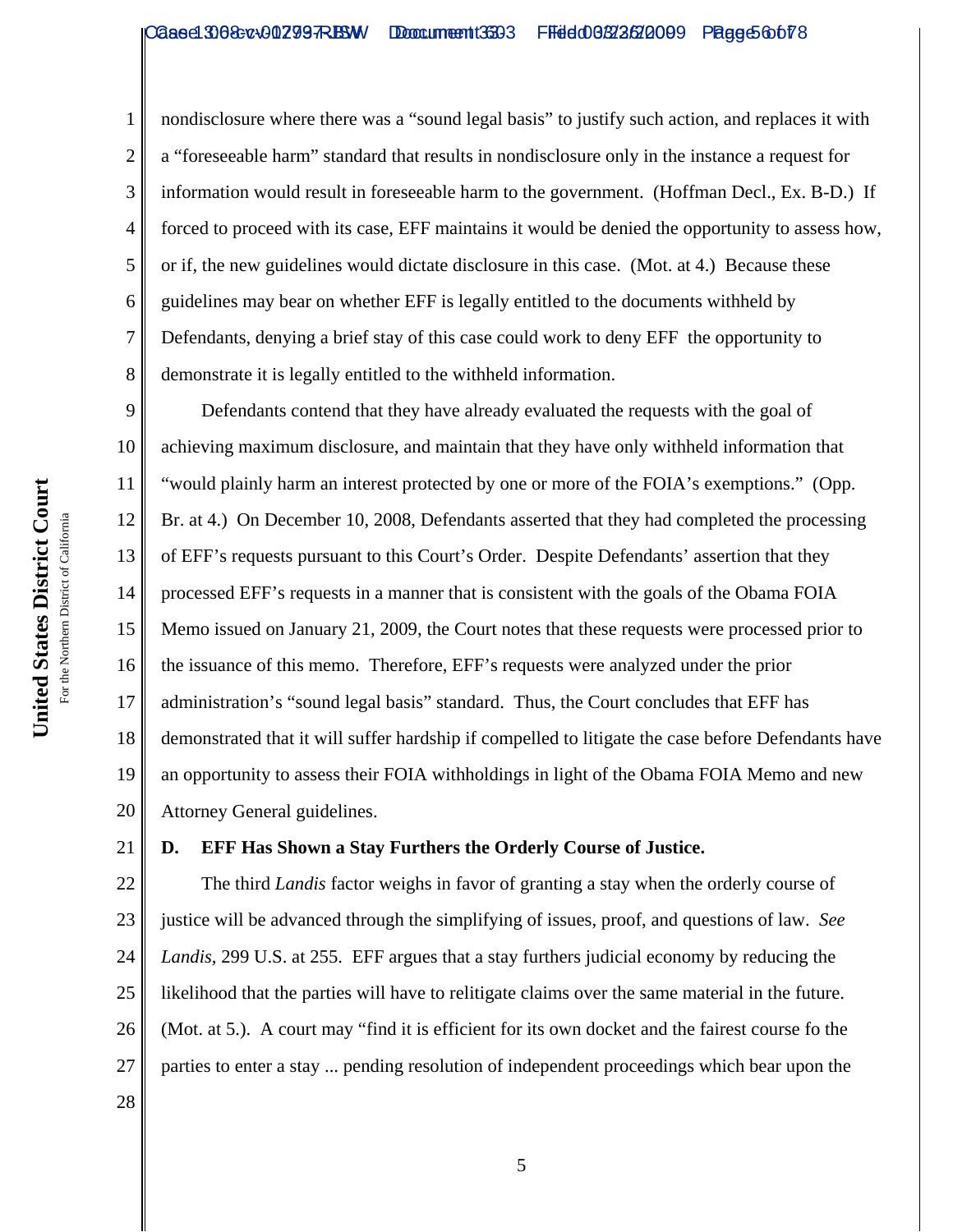nondisclosure where there was a "sound legal basis" to justify such action, and replaces it with a "foreseeable harm" standard that results in nondisclosure only in the instance a request for information would result in foreseeable harm to the government. (Hoffman Decl., Ex. B-D.) If forced to proceed with its case, EFF maintains it would be denied the opportunity to assess how, or if, the new guidelines would dictate disclosure in this case. (Mot. at 4.) Because these guidelines may bear on whether EFF is legally entitled to the documents withheld by Defendants, denying a brief stay of this case could work to deny EFF the opportunity to demonstrate it is legally entitled to the withheld information.

Defendants contend that they have already evaluated the requests with the goal of achieving maximum disclosure, and maintain that they have only withheld information that "would plainly harm an interest protected by one or more of the FOIA's exemptions." (Opp. Br. at 4.) On December 10, 2008, Defendants asserted that they had completed the processing of EFF's requests pursuant to this Court's Order. Despite Defendants' assertion that they processed EFF's requests in a manner that is consistent with the goals of the Obama FOIA Memo issued on January 21, 2009, the Court notes that these requests were processed prior to the issuance of this memo. Therefore, EFF's requests were analyzed under the prior administration's "sound legal basis" standard. Thus, the Court concludes that EFF has demonstrated that it will suffer hardship if compelled to litigate the case before Defendants have an opportunity to assess their FOIA withholdings in light of the Obama FOIA Memo and new Attorney General guidelines.

**D. EFF Has Shown a Stay Furthers the Orderly Course of Justice.**

The third *Landis* factor weighs in favor of granting a stay when the orderly course of justice will be advanced through the simplifying of issues, proof, and questions of law. *See Landis*, 299 U.S. at 255. EFF argues that a stay furthers judicial economy by reducing the likelihood that the parties will have to relitigate claims over the same material in the future. (Mot. at 5.). A court may "find it is efficient for its own docket and the fairest course fo the parties to enter a stay ... pending resolution of independent proceedings which bear upon the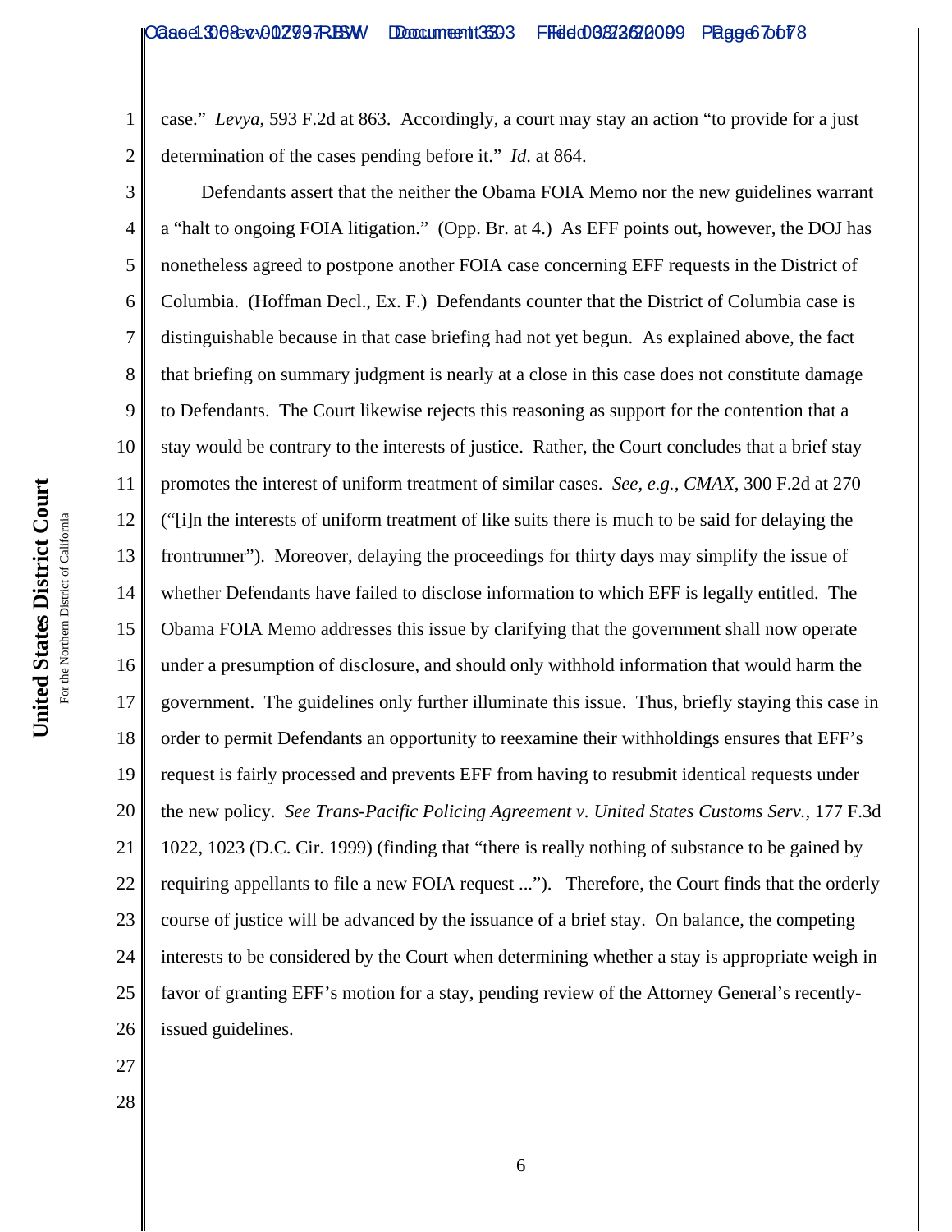case." *Levya*, 593 F.2d at 863. Accordingly, a court may stay an action "to provide for a just determination of the cases pending before it." *Id*. at 864.

Defendants assert that the neither the Obama FOIA Memo nor the new guidelines warrant a "halt to ongoing FOIA litigation." (Opp. Br. at 4.) As EFF points out, however, the DOJ has nonetheless agreed to postpone another FOIA case concerning EFF requests in the District of Columbia. (Hoffman Decl., Ex. F.) Defendants counter that the District of Columbia case is distinguishable because in that case briefing had not yet begun. As explained above, the fact that briefing on summary judgment is nearly at a close in this case does not constitute damage to Defendants. The Court likewise rejects this reasoning as support for the contention that a stay would be contrary to the interests of justice. Rather, the Court concludes that a brief stay promotes the interest of uniform treatment of similar cases. *See, e.g., CMAX*, 300 F.2d at 270 ("[i]n the interests of uniform treatment of like suits there is much to be said for delaying the frontrunner"). Moreover, delaying the proceedings for thirty days may simplify the issue of whether Defendants have failed to disclose information to which EFF is legally entitled. The Obama FOIA Memo addresses this issue by clarifying that the government shall now operate under a presumption of disclosure, and should only withhold information that would harm the government. The guidelines only further illuminate this issue. Thus, briefly staying this case in order to permit Defendants an opportunity to reexamine their withholdings ensures that EFF's request is fairly processed and prevents EFF from having to resubmit identical requests under the new policy. *See Trans-Pacific Policing Agreement v. United States Customs Serv.*, 177 F.3d 1022, 1023 (D.C. Cir. 1999) (finding that "there is really nothing of substance to be gained by requiring appellants to file a new FOIA request ..."). Therefore, the Court finds that the orderly course of justice will be advanced by the issuance of a brief stay. On balance, the competing interests to be considered by the Court when determining whether a stay is appropriate weigh in favor of granting EFF's motion for a stay, pending review of the Attorney General's recently-issued guidelines.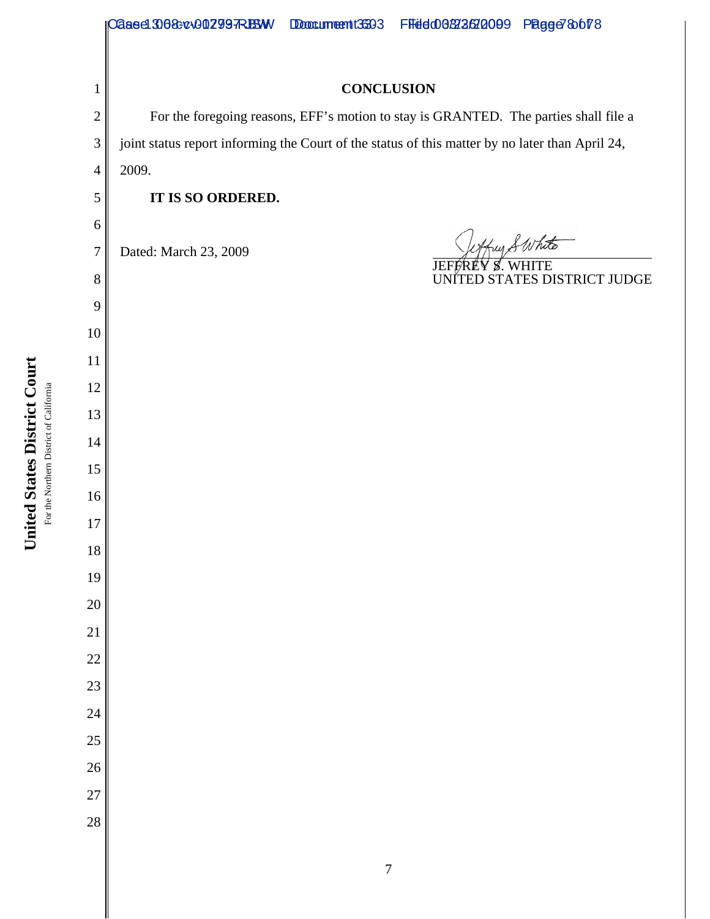## CONCLUSION

For the foregoing reasons, EFF's motion to stay is GRANTED. The parties shall file a joint status report informing the Court of the status of this matter by no later than April 24, 2009.

**IT IS SO ORDERED.**

Dated: March 23, 2009

JEFFREY S. WHITE
UNITED STATES DISTRICT JUDGE